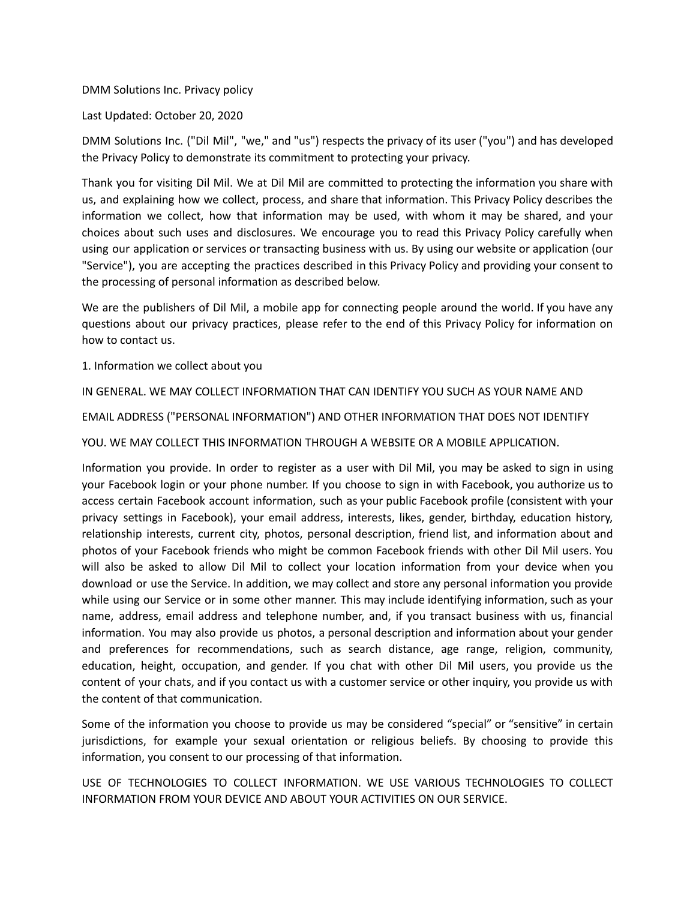# DMM Solutions Inc. Privacy policy

Last Updated: October 20, 2020

DMM Solutions Inc. ("Dil Mil", "we," and "us") respects the privacy of its user ("you") and has developed the Privacy Policy to demonstrate its commitment to protecting your privacy.

Thank you for visiting Dil Mil. We at Dil Mil are committed to protecting the information you share with us, and explaining how we collect, process, and share that information. This Privacy Policy describes the information we collect, how that information may be used, with whom it may be shared, and your choices about such uses and disclosures. We encourage you to read this Privacy Policy carefully when using our application or services or transacting business with us. By using our website or application (our "Service"), you are accepting the practices described in this Privacy Policy and providing your consent to the processing of personal information as described below.

We are the publishers of Dil Mil, a mobile app for connecting people around the world. If you have any questions about our privacy practices, please refer to the end of this Privacy Policy for information on how to contact us.

## 1. Information we collect about you

IN GENERAL. WE MAY COLLECT INFORMATION THAT CAN IDENTIFY YOU SUCH AS YOUR NAME AND EMAIL ADDRESS ("PERSONAL INFORMATION") AND OTHER INFORMATION THAT DOES NOT IDENTIFY YOU. WE MAY COLLECT THIS INFORMATION THROUGH A WEBSITE OR A MOBILE APPLICATION.

Information you provide. In order to register as a user with Dil Mil, you may be asked to sign in using your Facebook login or your phone number. If you choose to sign in with Facebook, you authorize us to access certain Facebook account information, such as your public Facebook profile (consistent with your privacy settings in Facebook), your email address, interests, likes, gender, birthday, education history, relationship interests, current city, photos, personal description, friend list, and information about and photos of your Facebook friends who might be common Facebook friends with other Dil Mil users. You will also be asked to allow Dil Mil to collect your location information from your device when you download or use the Service. In addition, we may collect and store any personal information you provide while using our Service or in some other manner. This may include identifying information, such as your name, address, email address and telephone number, and, if you transact business with us, financial information. You may also provide us photos, a personal description and information about your gender and preferences for recommendations, such as search distance, age range, religion, community, education, height, occupation, and gender. If you chat with other Dil Mil users, you provide us the content of your chats, and if you contact us with a customer service or other inquiry, you provide us with the content of that communication.

Some of the information you choose to provide us may be considered “special” or “sensitive” in certain jurisdictions, for example your sexual orientation or religious beliefs. By choosing to provide this information, you consent to our processing of that information.

USE OF TECHNOLOGIES TO COLLECT INFORMATION. WE USE VARIOUS TECHNOLOGIES TO COLLECT INFORMATION FROM YOUR DEVICE AND ABOUT YOUR ACTIVITIES ON OUR SERVICE.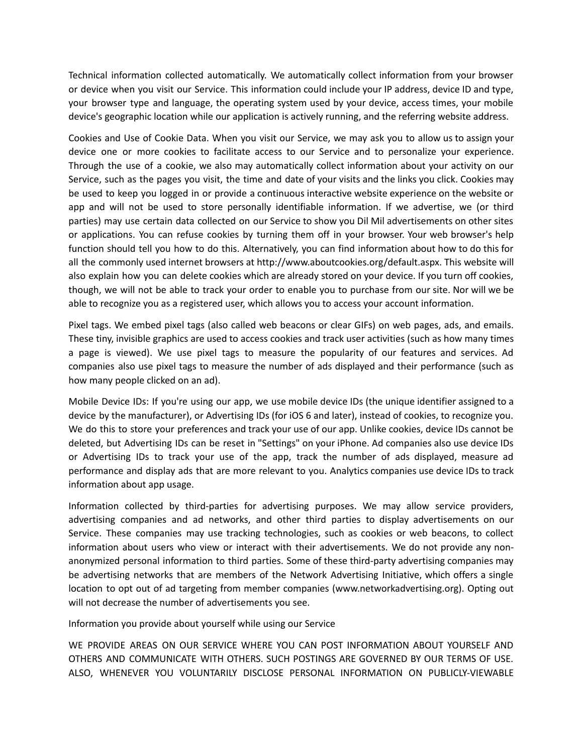Technical information collected automatically. We automatically collect information from your browser or device when you visit our Service. This information could include your IP address, device ID and type, your browser type and language, the operating system used by your device, access times, your mobile device's geographic location while our application is actively running, and the referring website address.

Cookies and Use of Cookie Data. When you visit our Service, we may ask you to allow us to assign your device one or more cookies to facilitate access to our Service and to personalize your experience. Through the use of a cookie, we also may automatically collect information about your activity on our Service, such as the pages you visit, the time and date of your visits and the links you click. Cookies may be used to keep you logged in or provide a continuous interactive website experience on the website or app and will not be used to store personally identifiable information. If we advertise, we (or third parties) may use certain data collected on our Service to show you Dil Mil advertisements on other sites or applications. You can refuse cookies by turning them off in your browser. Your web browser's help function should tell you how to do this. Alternatively, you can find information about how to do this for all the commonly used internet browsers at http://www.aboutcookies.org/default.aspx. This website will also explain how you can delete cookies which are already stored on your device. If you turn off cookies, though, we will not be able to track your order to enable you to purchase from our site. Nor will we be able to recognize you as a registered user, which allows you to access your account information.

Pixel tags. We embed pixel tags (also called web beacons or clear GIFs) on web pages, ads, and emails. These tiny, invisible graphics are used to access cookies and track user activities (such as how many times a page is viewed). We use pixel tags to measure the popularity of our features and services. Ad companies also use pixel tags to measure the number of ads displayed and their performance (such as how many people clicked on an ad).

Mobile Device IDs: If you're using our app, we use mobile device IDs (the unique identifier assigned to a device by the manufacturer), or Advertising IDs (for iOS 6 and later), instead of cookies, to recognize you. We do this to store your preferences and track your use of our app. Unlike cookies, device IDs cannot be deleted, but Advertising IDs can be reset in "Settings" on your iPhone. Ad companies also use device IDs or Advertising IDs to track your use of the app, track the number of ads displayed, measure ad performance and display ads that are more relevant to you. Analytics companies use device IDs to track information about app usage.

Information collected by third-parties for advertising purposes. We may allow service providers, advertising companies and ad networks, and other third parties to display advertisements on our Service. These companies may use tracking technologies, such as cookies or web beacons, to collect information about users who view or interact with their advertisements. We do not provide any non-anonymized personal information to third parties. Some of these third-party advertising companies may be advertising networks that are members of the Network Advertising Initiative, which offers a single location to opt out of ad targeting from member companies (www.networkadvertising.org). Opting out will not decrease the number of advertisements you see.

Information you provide about yourself while using our Service

WE PROVIDE AREAS ON OUR SERVICE WHERE YOU CAN POST INFORMATION ABOUT YOURSELF AND OTHERS AND COMMUNICATE WITH OTHERS. SUCH POSTINGS ARE GOVERNED BY OUR TERMS OF USE. ALSO, WHENEVER YOU VOLUNTARILY DISCLOSE PERSONAL INFORMATION ON PUBLICLY-VIEWABLE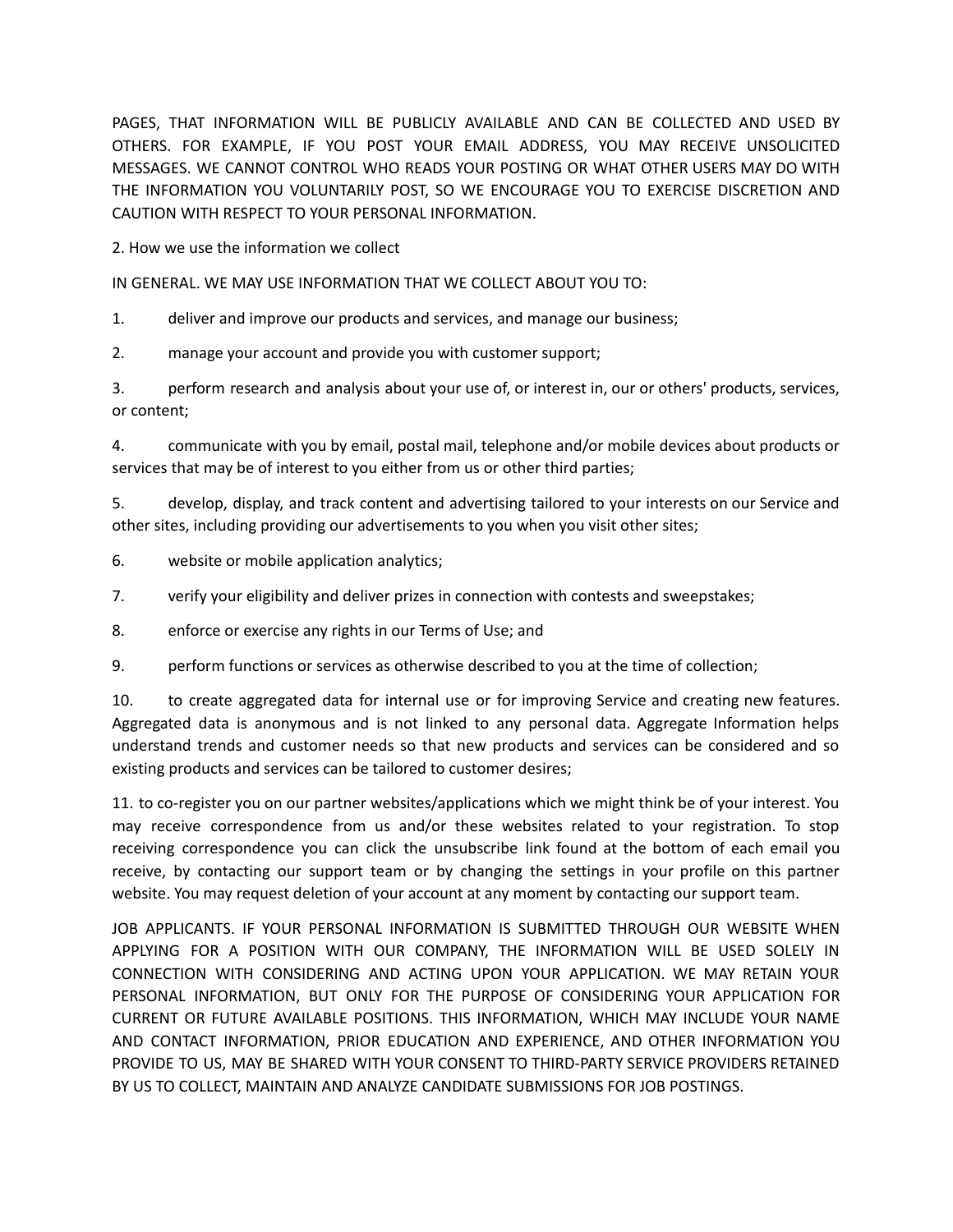PAGES, THAT INFORMATION WILL BE PUBLICLY AVAILABLE AND CAN BE COLLECTED AND USED BY OTHERS. FOR EXAMPLE, IF YOU POST YOUR EMAIL ADDRESS, YOU MAY RECEIVE UNSOLICITED MESSAGES. WE CANNOT CONTROL WHO READS YOUR POSTING OR WHAT OTHER USERS MAY DO WITH THE INFORMATION YOU VOLUNTARILY POST, SO WE ENCOURAGE YOU TO EXERCISE DISCRETION AND CAUTION WITH RESPECT TO YOUR PERSONAL INFORMATION.

2. How we use the information we collect

IN GENERAL. WE MAY USE INFORMATION THAT WE COLLECT ABOUT YOU TO:

1. deliver and improve our products and services, and manage our business;
2. manage your account and provide you with customer support;
3. perform research and analysis about your use of, or interest in, our or others' products, services, or content;
4. communicate with you by email, postal mail, telephone and/or mobile devices about products or services that may be of interest to you either from us or other third parties;
5. develop, display, and track content and advertising tailored to your interests on our Service and other sites, including providing our advertisements to you when you visit other sites;
6. website or mobile application analytics;
7. verify your eligibility and deliver prizes in connection with contests and sweepstakes;
8. enforce or exercise any rights in our Terms of Use; and
9. perform functions or services as otherwise described to you at the time of collection;
10. to create aggregated data for internal use or for improving Service and creating new features. Aggregated data is anonymous and is not linked to any personal data. Aggregate Information helps understand trends and customer needs so that new products and services can be considered and so existing products and services can be tailored to customer desires;
11. to co-register you on our partner websites/applications which we might think be of your interest. You may receive correspondence from us and/or these websites related to your registration. To stop receiving correspondence you can click the unsubscribe link found at the bottom of each email you receive, by contacting our support team or by changing the settings in your profile on this partner website. You may request deletion of your account at any moment by contacting our support team.

JOB APPLICANTS. IF YOUR PERSONAL INFORMATION IS SUBMITTED THROUGH OUR WEBSITE WHEN APPLYING FOR A POSITION WITH OUR COMPANY, THE INFORMATION WILL BE USED SOLELY IN CONNECTION WITH CONSIDERING AND ACTING UPON YOUR APPLICATION. WE MAY RETAIN YOUR PERSONAL INFORMATION, BUT ONLY FOR THE PURPOSE OF CONSIDERING YOUR APPLICATION FOR CURRENT OR FUTURE AVAILABLE POSITIONS. THIS INFORMATION, WHICH MAY INCLUDE YOUR NAME AND CONTACT INFORMATION, PRIOR EDUCATION AND EXPERIENCE, AND OTHER INFORMATION YOU PROVIDE TO US, MAY BE SHARED WITH YOUR CONSENT TO THIRD-PARTY SERVICE PROVIDERS RETAINED BY US TO COLLECT, MAINTAIN AND ANALYZE CANDIDATE SUBMISSIONS FOR JOB POSTINGS.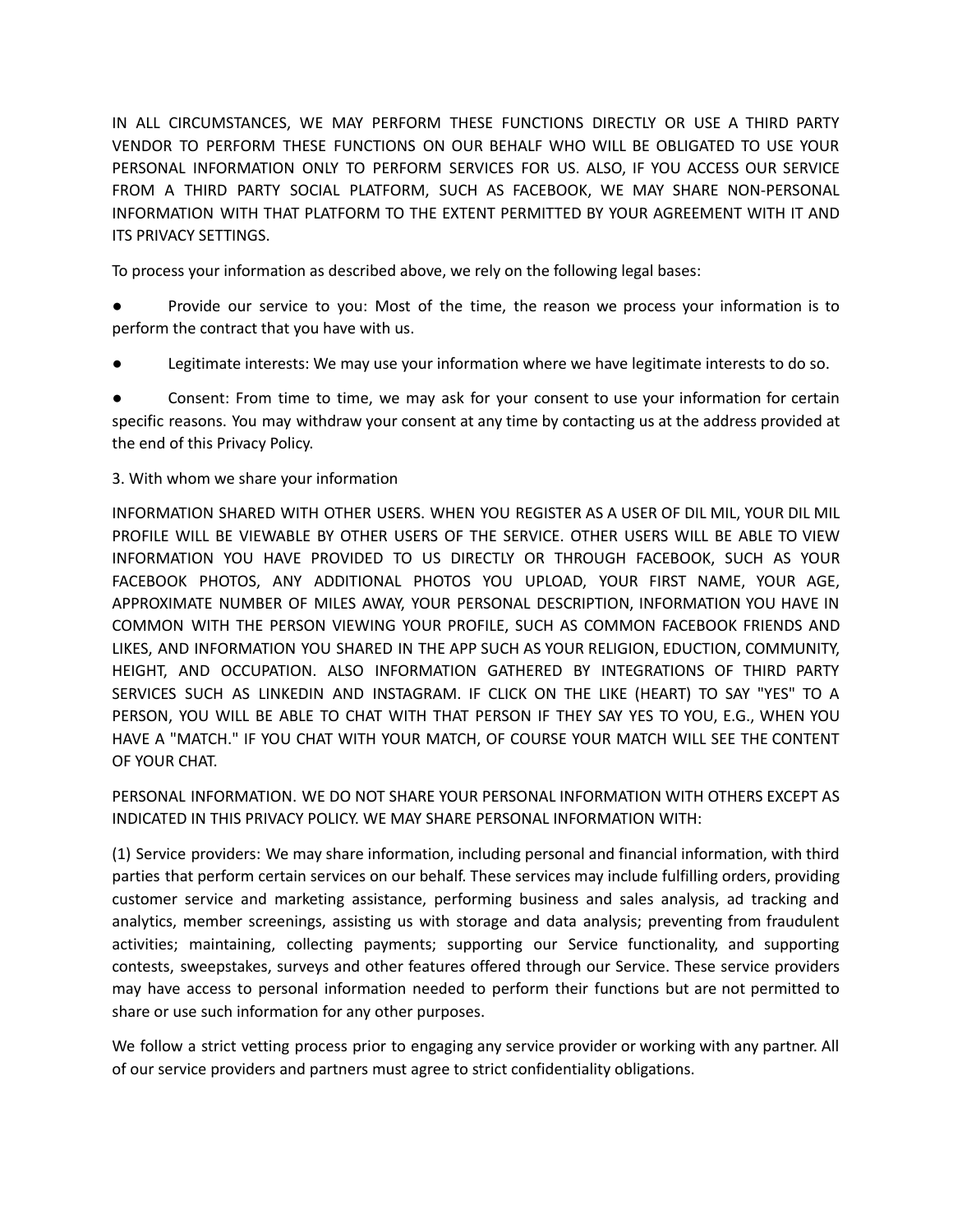IN ALL CIRCUMSTANCES, WE MAY PERFORM THESE FUNCTIONS DIRECTLY OR USE A THIRD PARTY VENDOR TO PERFORM THESE FUNCTIONS ON OUR BEHALF WHO WILL BE OBLIGATED TO USE YOUR PERSONAL INFORMATION ONLY TO PERFORM SERVICES FOR US. ALSO, IF YOU ACCESS OUR SERVICE FROM A THIRD PARTY SOCIAL PLATFORM, SUCH AS FACEBOOK, WE MAY SHARE NON-PERSONAL INFORMATION WITH THAT PLATFORM TO THE EXTENT PERMITTED BY YOUR AGREEMENT WITH IT AND ITS PRIVACY SETTINGS.

To process your information as described above, we rely on the following legal bases:

- Provide our service to you: Most of the time, the reason we process your information is to perform the contract that you have with us.
- Legitimate interests: We may use your information where we have legitimate interests to do so.
- Consent: From time to time, we may ask for your consent to use your information for certain specific reasons. You may withdraw your consent at any time by contacting us at the address provided at the end of this Privacy Policy.

3. With whom we share your information

INFORMATION SHARED WITH OTHER USERS. WHEN YOU REGISTER AS A USER OF DIL MIL, YOUR DIL MIL PROFILE WILL BE VIEWABLE BY OTHER USERS OF THE SERVICE. OTHER USERS WILL BE ABLE TO VIEW INFORMATION YOU HAVE PROVIDED TO US DIRECTLY OR THROUGH FACEBOOK, SUCH AS YOUR FACEBOOK PHOTOS, ANY ADDITIONAL PHOTOS YOU UPLOAD, YOUR FIRST NAME, YOUR AGE, APPROXIMATE NUMBER OF MILES AWAY, YOUR PERSONAL DESCRIPTION, INFORMATION YOU HAVE IN COMMON WITH THE PERSON VIEWING YOUR PROFILE, SUCH AS COMMON FACEBOOK FRIENDS AND LIKES, AND INFORMATION YOU SHARED IN THE APP SUCH AS YOUR RELIGION, EDUCTION, COMMUNITY, HEIGHT, AND OCCUPATION. ALSO INFORMATION GATHERED BY INTEGRATIONS OF THIRD PARTY SERVICES SUCH AS LINKEDIN AND INSTAGRAM. IF CLICK ON THE LIKE (HEART) TO SAY "YES" TO A PERSON, YOU WILL BE ABLE TO CHAT WITH THAT PERSON IF THEY SAY YES TO YOU, E.G., WHEN YOU HAVE A "MATCH." IF YOU CHAT WITH YOUR MATCH, OF COURSE YOUR MATCH WILL SEE THE CONTENT OF YOUR CHAT.

PERSONAL INFORMATION. WE DO NOT SHARE YOUR PERSONAL INFORMATION WITH OTHERS EXCEPT AS INDICATED IN THIS PRIVACY POLICY. WE MAY SHARE PERSONAL INFORMATION WITH:

(1) Service providers: We may share information, including personal and financial information, with third parties that perform certain services on our behalf. These services may include fulfilling orders, providing customer service and marketing assistance, performing business and sales analysis, ad tracking and analytics, member screenings, assisting us with storage and data analysis; preventing from fraudulent activities; maintaining, collecting payments; supporting our Service functionality, and supporting contests, sweepstakes, surveys and other features offered through our Service. These service providers may have access to personal information needed to perform their functions but are not permitted to share or use such information for any other purposes.

We follow a strict vetting process prior to engaging any service provider or working with any partner. All of our service providers and partners must agree to strict confidentiality obligations.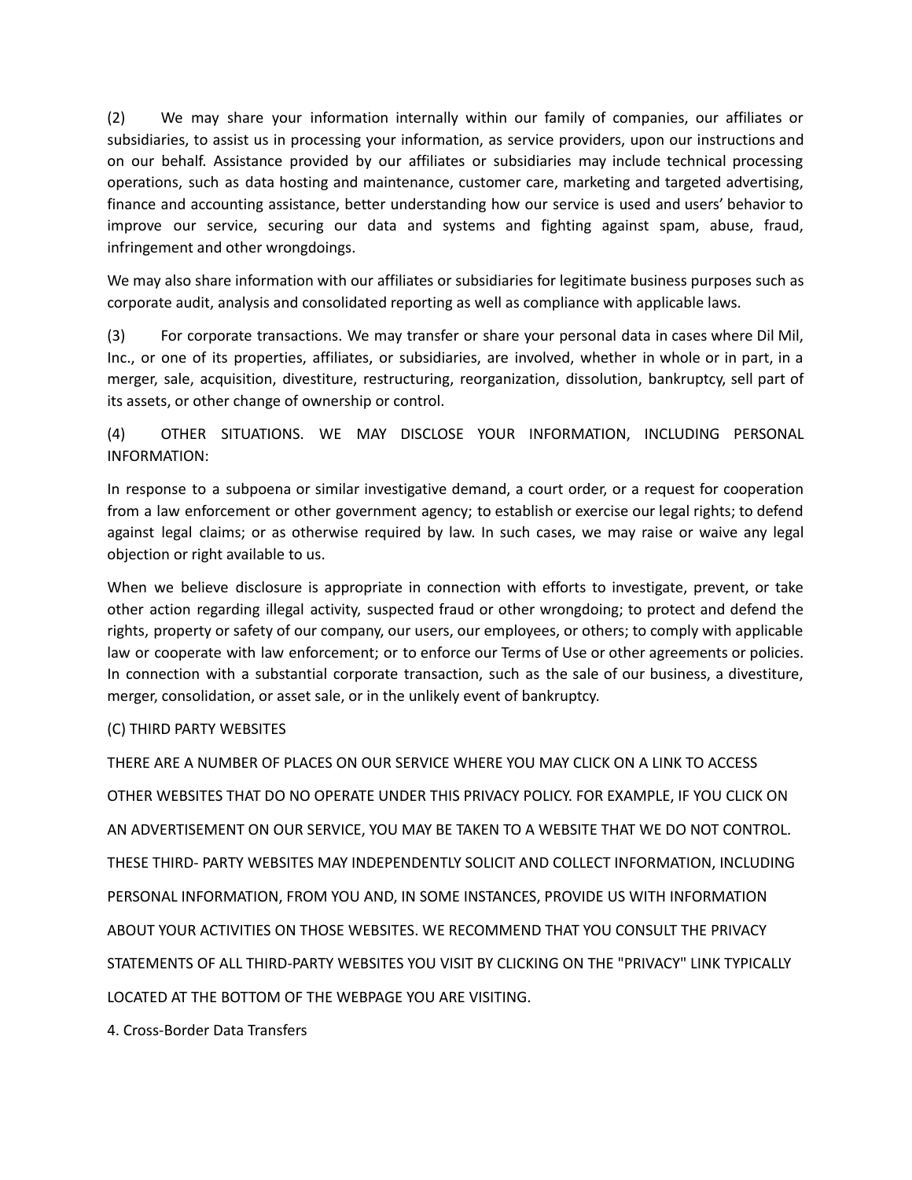(2) We may share your information internally within our family of companies, our affiliates or subsidiaries, to assist us in processing your information, as service providers, upon our instructions and on our behalf. Assistance provided by our affiliates or subsidiaries may include technical processing operations, such as data hosting and maintenance, customer care, marketing and targeted advertising, finance and accounting assistance, better understanding how our service is used and users' behavior to improve our service, securing our data and systems and fighting against spam, abuse, fraud, infringement and other wrongdoings.

We may also share information with our affiliates or subsidiaries for legitimate business purposes such as corporate audit, analysis and consolidated reporting as well as compliance with applicable laws.

(3) For corporate transactions. We may transfer or share your personal data in cases where Dil Mil, Inc., or one of its properties, affiliates, or subsidiaries, are involved, whether in whole or in part, in a merger, sale, acquisition, divestiture, restructuring, reorganization, dissolution, bankruptcy, sell part of its assets, or other change of ownership or control.

(4) OTHER SITUATIONS. WE MAY DISCLOSE YOUR INFORMATION, INCLUDING PERSONAL INFORMATION:

In response to a subpoena or similar investigative demand, a court order, or a request for cooperation from a law enforcement or other government agency; to establish or exercise our legal rights; to defend against legal claims; or as otherwise required by law. In such cases, we may raise or waive any legal objection or right available to us.

When we believe disclosure is appropriate in connection with efforts to investigate, prevent, or take other action regarding illegal activity, suspected fraud or other wrongdoing; to protect and defend the rights, property or safety of our company, our users, our employees, or others; to comply with applicable law or cooperate with law enforcement; or to enforce our Terms of Use or other agreements or policies. In connection with a substantial corporate transaction, such as the sale of our business, a divestiture, merger, consolidation, or asset sale, or in the unlikely event of bankruptcy.

(C) THIRD PARTY WEBSITES

THERE ARE A NUMBER OF PLACES ON OUR SERVICE WHERE YOU MAY CLICK ON A LINK TO ACCESS OTHER WEBSITES THAT DO NO OPERATE UNDER THIS PRIVACY POLICY. FOR EXAMPLE, IF YOU CLICK ON AN ADVERTISEMENT ON OUR SERVICE, YOU MAY BE TAKEN TO A WEBSITE THAT WE DO NOT CONTROL. THESE THIRD- PARTY WEBSITES MAY INDEPENDENTLY SOLICIT AND COLLECT INFORMATION, INCLUDING PERSONAL INFORMATION, FROM YOU AND, IN SOME INSTANCES, PROVIDE US WITH INFORMATION ABOUT YOUR ACTIVITIES ON THOSE WEBSITES. WE RECOMMEND THAT YOU CONSULT THE PRIVACY STATEMENTS OF ALL THIRD-PARTY WEBSITES YOU VISIT BY CLICKING ON THE "PRIVACY" LINK TYPICALLY LOCATED AT THE BOTTOM OF THE WEBPAGE YOU ARE VISITING.

4. Cross-Border Data Transfers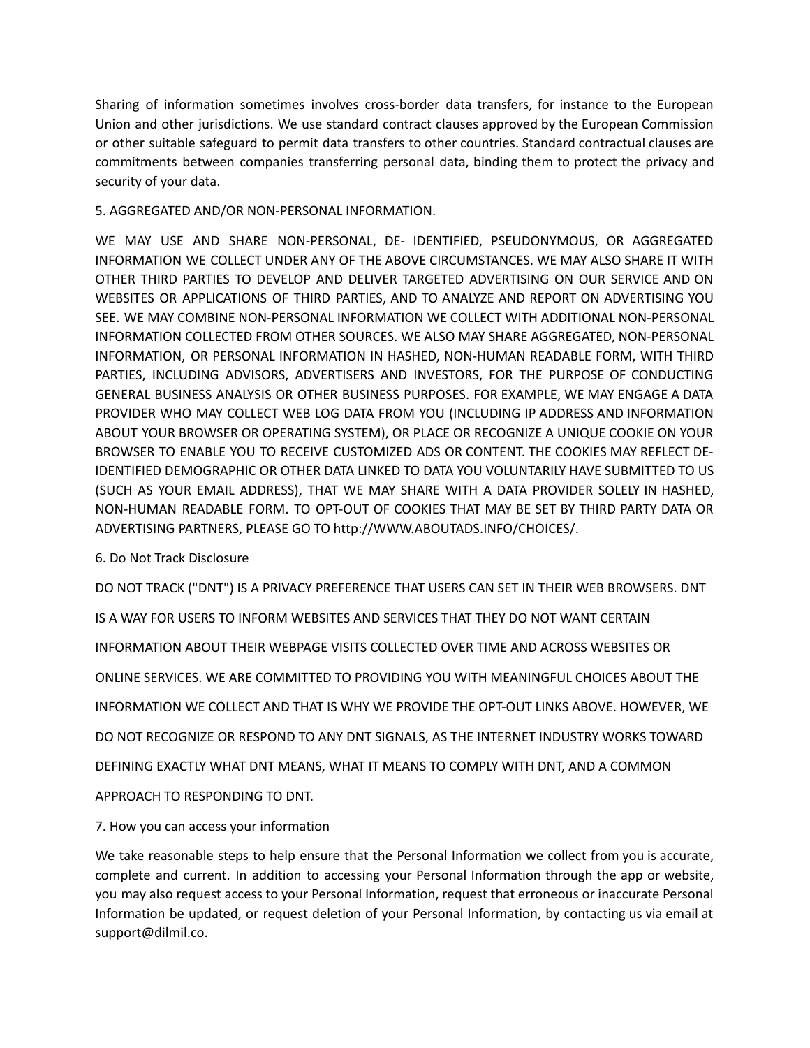Sharing of information sometimes involves cross-border data transfers, for instance to the European Union and other jurisdictions. We use standard contract clauses approved by the European Commission or other suitable safeguard to permit data transfers to other countries. Standard contractual clauses are commitments between companies transferring personal data, binding them to protect the privacy and security of your data.

## 5. AGGREGATED AND/OR NON-PERSONAL INFORMATION.

WE MAY USE AND SHARE NON-PERSONAL, DE- IDENTIFIED, PSEUDONYMOUS, OR AGGREGATED INFORMATION WE COLLECT UNDER ANY OF THE ABOVE CIRCUMSTANCES. WE MAY ALSO SHARE IT WITH OTHER THIRD PARTIES TO DEVELOP AND DELIVER TARGETED ADVERTISING ON OUR SERVICE AND ON WEBSITES OR APPLICATIONS OF THIRD PARTIES, AND TO ANALYZE AND REPORT ON ADVERTISING YOU SEE. WE MAY COMBINE NON-PERSONAL INFORMATION WE COLLECT WITH ADDITIONAL NON-PERSONAL INFORMATION COLLECTED FROM OTHER SOURCES. WE ALSO MAY SHARE AGGREGATED, NON-PERSONAL INFORMATION, OR PERSONAL INFORMATION IN HASHED, NON-HUMAN READABLE FORM, WITH THIRD PARTIES, INCLUDING ADVISORS, ADVERTISERS AND INVESTORS, FOR THE PURPOSE OF CONDUCTING GENERAL BUSINESS ANALYSIS OR OTHER BUSINESS PURPOSES. FOR EXAMPLE, WE MAY ENGAGE A DATA PROVIDER WHO MAY COLLECT WEB LOG DATA FROM YOU (INCLUDING IP ADDRESS AND INFORMATION ABOUT YOUR BROWSER OR OPERATING SYSTEM), OR PLACE OR RECOGNIZE A UNIQUE COOKIE ON YOUR BROWSER TO ENABLE YOU TO RECEIVE CUSTOMIZED ADS OR CONTENT. THE COOKIES MAY REFLECT DE-IDENTIFIED DEMOGRAPHIC OR OTHER DATA LINKED TO DATA YOU VOLUNTARILY HAVE SUBMITTED TO US (SUCH AS YOUR EMAIL ADDRESS), THAT WE MAY SHARE WITH A DATA PROVIDER SOLELY IN HASHED, NON-HUMAN READABLE FORM. TO OPT-OUT OF COOKIES THAT MAY BE SET BY THIRD PARTY DATA OR ADVERTISING PARTNERS, PLEASE GO TO http://WWW.ABOUTADS.INFO/CHOICES/.

## 6. Do Not Track Disclosure

DO NOT TRACK ("DNT") IS A PRIVACY PREFERENCE THAT USERS CAN SET IN THEIR WEB BROWSERS. DNT IS A WAY FOR USERS TO INFORM WEBSITES AND SERVICES THAT THEY DO NOT WANT CERTAIN INFORMATION ABOUT THEIR WEBPAGE VISITS COLLECTED OVER TIME AND ACROSS WEBSITES OR ONLINE SERVICES. WE ARE COMMITTED TO PROVIDING YOU WITH MEANINGFUL CHOICES ABOUT THE INFORMATION WE COLLECT AND THAT IS WHY WE PROVIDE THE OPT-OUT LINKS ABOVE. HOWEVER, WE DO NOT RECOGNIZE OR RESPOND TO ANY DNT SIGNALS, AS THE INTERNET INDUSTRY WORKS TOWARD DEFINING EXACTLY WHAT DNT MEANS, WHAT IT MEANS TO COMPLY WITH DNT, AND A COMMON APPROACH TO RESPONDING TO DNT.

## 7. How you can access your information

We take reasonable steps to help ensure that the Personal Information we collect from you is accurate, complete and current. In addition to accessing your Personal Information through the app or website, you may also request access to your Personal Information, request that erroneous or inaccurate Personal Information be updated, or request deletion of your Personal Information, by contacting us via email at support@dilmil.co.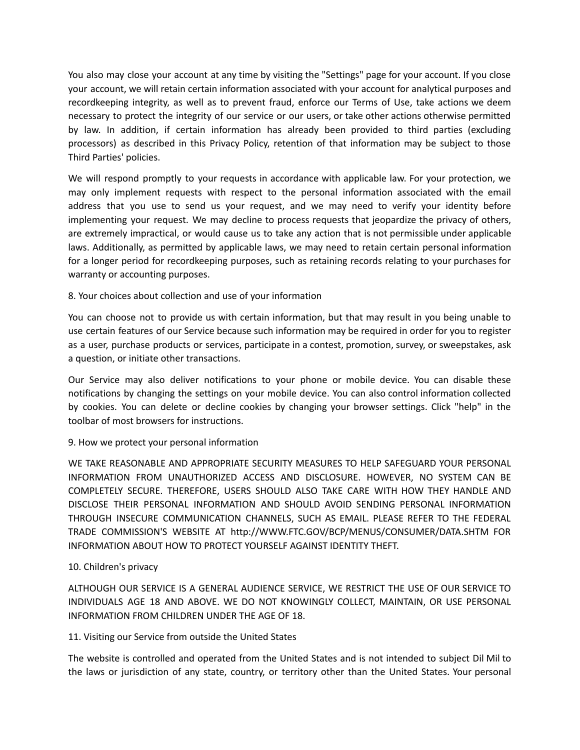You also may close your account at any time by visiting the "Settings" page for your account. If you close your account, we will retain certain information associated with your account for analytical purposes and recordkeeping integrity, as well as to prevent fraud, enforce our Terms of Use, take actions we deem necessary to protect the integrity of our service or our users, or take other actions otherwise permitted by law. In addition, if certain information has already been provided to third parties (excluding processors) as described in this Privacy Policy, retention of that information may be subject to those Third Parties' policies.

We will respond promptly to your requests in accordance with applicable law. For your protection, we may only implement requests with respect to the personal information associated with the email address that you use to send us your request, and we may need to verify your identity before implementing your request. We may decline to process requests that jeopardize the privacy of others, are extremely impractical, or would cause us to take any action that is not permissible under applicable laws. Additionally, as permitted by applicable laws, we may need to retain certain personal information for a longer period for recordkeeping purposes, such as retaining records relating to your purchases for warranty or accounting purposes.

## 8. Your choices about collection and use of your information

You can choose not to provide us with certain information, but that may result in you being unable to use certain features of our Service because such information may be required in order for you to register as a user, purchase products or services, participate in a contest, promotion, survey, or sweepstakes, ask a question, or initiate other transactions.

Our Service may also deliver notifications to your phone or mobile device. You can disable these notifications by changing the settings on your mobile device. You can also control information collected by cookies. You can delete or decline cookies by changing your browser settings. Click "help" in the toolbar of most browsers for instructions.

## 9. How we protect your personal information

WE TAKE REASONABLE AND APPROPRIATE SECURITY MEASURES TO HELP SAFEGUARD YOUR PERSONAL INFORMATION FROM UNAUTHORIZED ACCESS AND DISCLOSURE. HOWEVER, NO SYSTEM CAN BE COMPLETELY SECURE. THEREFORE, USERS SHOULD ALSO TAKE CARE WITH HOW THEY HANDLE AND DISCLOSE THEIR PERSONAL INFORMATION AND SHOULD AVOID SENDING PERSONAL INFORMATION THROUGH INSECURE COMMUNICATION CHANNELS, SUCH AS EMAIL. PLEASE REFER TO THE FEDERAL TRADE COMMISSION'S WEBSITE AT http://WWW.FTC.GOV/BCP/MENUS/CONSUMER/DATA.SHTM FOR INFORMATION ABOUT HOW TO PROTECT YOURSELF AGAINST IDENTITY THEFT.

## 10. Children's privacy

ALTHOUGH OUR SERVICE IS A GENERAL AUDIENCE SERVICE, WE RESTRICT THE USE OF OUR SERVICE TO INDIVIDUALS AGE 18 AND ABOVE. WE DO NOT KNOWINGLY COLLECT, MAINTAIN, OR USE PERSONAL INFORMATION FROM CHILDREN UNDER THE AGE OF 18.

## 11. Visiting our Service from outside the United States

The website is controlled and operated from the United States and is not intended to subject Dil Mil to the laws or jurisdiction of any state, country, or territory other than the United States. Your personal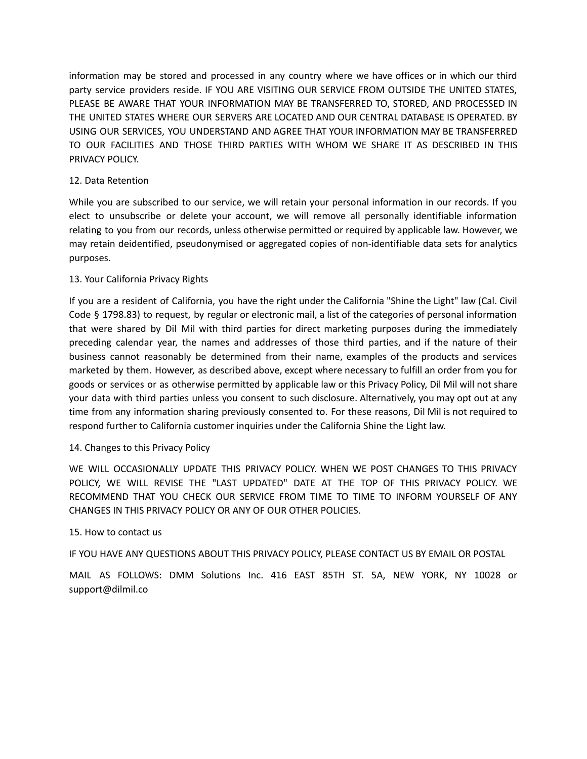information may be stored and processed in any country where we have offices or in which our third party service providers reside. IF YOU ARE VISITING OUR SERVICE FROM OUTSIDE THE UNITED STATES, PLEASE BE AWARE THAT YOUR INFORMATION MAY BE TRANSFERRED TO, STORED, AND PROCESSED IN THE UNITED STATES WHERE OUR SERVERS ARE LOCATED AND OUR CENTRAL DATABASE IS OPERATED. BY USING OUR SERVICES, YOU UNDERSTAND AND AGREE THAT YOUR INFORMATION MAY BE TRANSFERRED TO OUR FACILITIES AND THOSE THIRD PARTIES WITH WHOM WE SHARE IT AS DESCRIBED IN THIS PRIVACY POLICY.

12. Data Retention

While you are subscribed to our service, we will retain your personal information in our records. If you elect to unsubscribe or delete your account, we will remove all personally identifiable information relating to you from our records, unless otherwise permitted or required by applicable law. However, we may retain deidentified, pseudonymised or aggregated copies of non-identifiable data sets for analytics purposes.

13. Your California Privacy Rights

If you are a resident of California, you have the right under the California "Shine the Light" law (Cal. Civil Code § 1798.83) to request, by regular or electronic mail, a list of the categories of personal information that were shared by Dil Mil with third parties for direct marketing purposes during the immediately preceding calendar year, the names and addresses of those third parties, and if the nature of their business cannot reasonably be determined from their name, examples of the products and services marketed by them. However, as described above, except where necessary to fulfill an order from you for goods or services or as otherwise permitted by applicable law or this Privacy Policy, Dil Mil will not share your data with third parties unless you consent to such disclosure. Alternatively, you may opt out at any time from any information sharing previously consented to. For these reasons, Dil Mil is not required to respond further to California customer inquiries under the California Shine the Light law.

14. Changes to this Privacy Policy

WE WILL OCCASIONALLY UPDATE THIS PRIVACY POLICY. WHEN WE POST CHANGES TO THIS PRIVACY POLICY, WE WILL REVISE THE "LAST UPDATED" DATE AT THE TOP OF THIS PRIVACY POLICY. WE RECOMMEND THAT YOU CHECK OUR SERVICE FROM TIME TO TIME TO INFORM YOURSELF OF ANY CHANGES IN THIS PRIVACY POLICY OR ANY OF OUR OTHER POLICIES.

15. How to contact us

IF YOU HAVE ANY QUESTIONS ABOUT THIS PRIVACY POLICY, PLEASE CONTACT US BY EMAIL OR POSTAL

MAIL AS FOLLOWS: DMM Solutions Inc. 416 EAST 85TH ST. 5A, NEW YORK, NY 10028 or support@dilmil.co